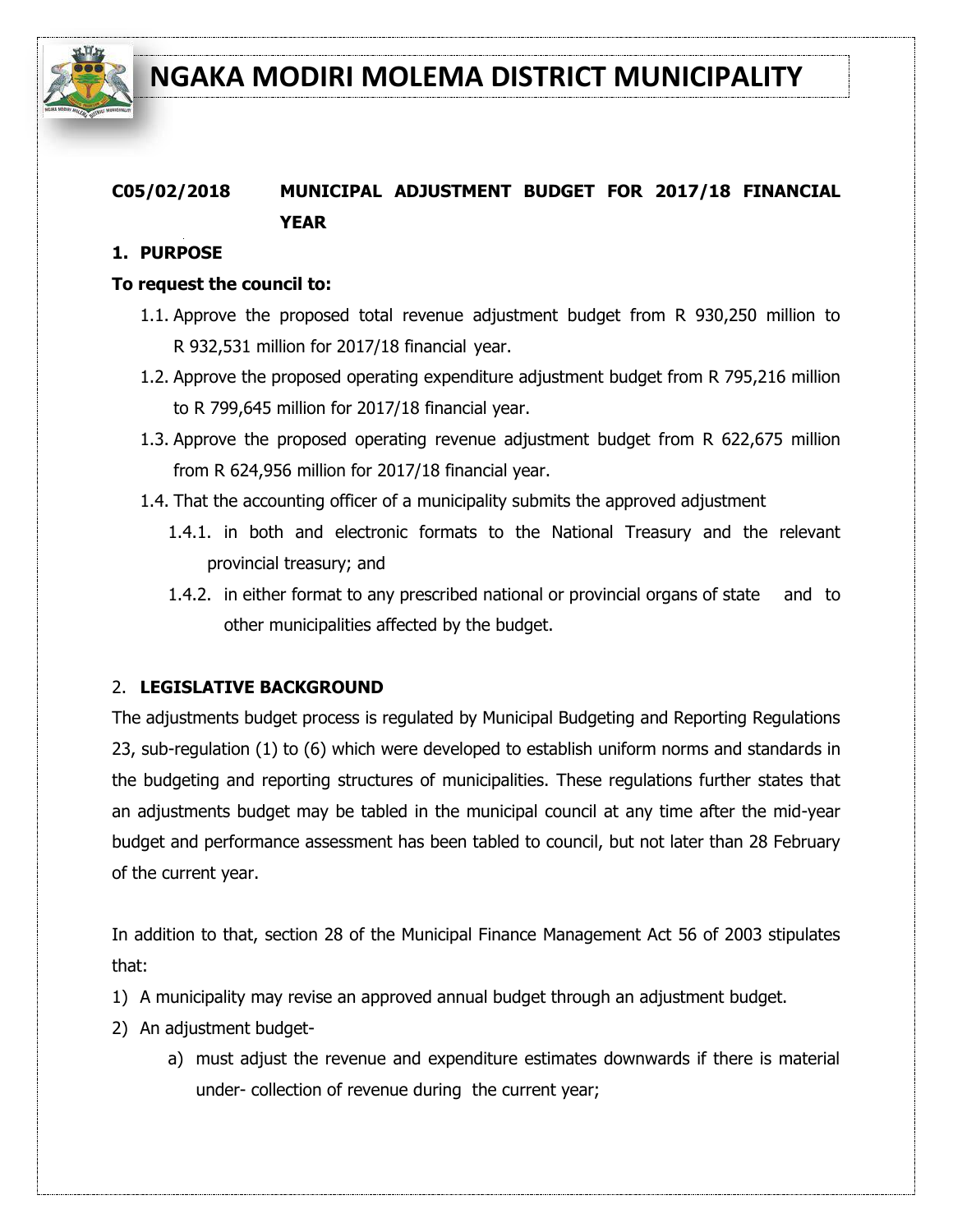# NGAKA MODIRI MOLEMA DISTRICT MUNICIPALITY

**C05/02/2018 MUNICIPAL ADJUSTMENT BUDGET FOR 2017/18 FINANCIAL YEAR**

## 1. PURPOSE

**To request the council to:**

1.1. Approve the proposed total revenue adjustment budget from R 930,250 million to R 932,531 million for 2017/18 financial year.

1.2. Approve the proposed operating expenditure adjustment budget from R 795,216 million to R 799,645 million for 2017/18 financial year.

1.3. Approve the proposed operating revenue adjustment budget from R 622,675 million from R 624,956 million for 2017/18 financial year.

1.4. That the accounting officer of a municipality submits the approved adjustment

1.4.1. in both and electronic formats to the National Treasury and the relevant provincial treasury; and

1.4.2. in either format to any prescribed national or provincial organs of state and to other municipalities affected by the budget.

## 2. LEGISLATIVE BACKGROUND

The adjustments budget process is regulated by Municipal Budgeting and Reporting Regulations 23, sub-regulation (1) to (6) which were developed to establish uniform norms and standards in the budgeting and reporting structures of municipalities. These regulations further states that an adjustments budget may be tabled in the municipal council at any time after the mid-year budget and performance assessment has been tabled to council, but not later than 28 February of the current year.

In addition to that, section 28 of the Municipal Finance Management Act 56 of 2003 stipulates that:

1) A municipality may revise an approved annual budget through an adjustment budget.
2) An adjustment budget-
   a) must adjust the revenue and expenditure estimates downwards if there is material under- collection of revenue during the current year;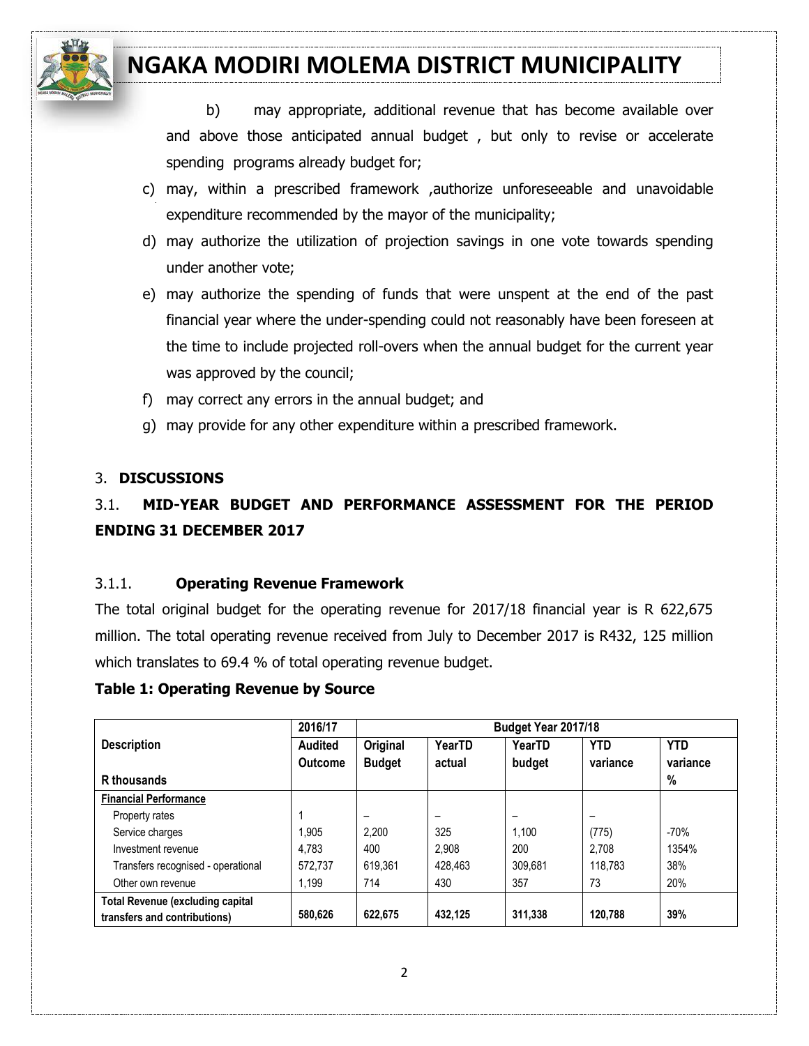b) may appropriate, additional revenue that has become available over and above those anticipated annual budget , but only to revise or accelerate spending programs already budget for;

c) may, within a prescribed framework ,authorize unforeseeable and unavoidable expenditure recommended by the mayor of the municipality;

d) may authorize the utilization of projection savings in one vote towards spending under another vote;

e) may authorize the spending of funds that were unspent at the end of the past financial year where the under-spending could not reasonably have been foreseen at the time to include projected roll-overs when the annual budget for the current year was approved by the council;

f) may correct any errors in the annual budget; and

g) may provide for any other expenditure within a prescribed framework.

## 3. DISCUSSIONS

### 3.1. MID-YEAR BUDGET AND PERFORMANCE ASSESSMENT FOR THE PERIOD ENDING 31 DECEMBER 2017

#### 3.1.1. Operating Revenue Framework

The total original budget for the operating revenue for 2017/18 financial year is R 622,675 million. The total operating revenue received from July to December 2017 is R432, 125 million which translates to 69.4 % of total operating revenue budget.

**Table 1: Operating Revenue by Source**

| Description | 2016/17 | Budget Year 2017/18 | | | | |
|---|---|---|---|---|---|---|
| R thousands | Audited Outcome | Original Budget | YearTD actual | YearTD budget | YTD variance | YTD variance % |
| **Financial Performance** | | | | | | |
| Property rates | 1 | – | – | – | – | |
| Service charges | 1,905 | 2,200 | 325 | 1,100 | (775) | -70% |
| Investment revenue | 4,783 | 400 | 2,908 | 200 | 2,708 | 1354% |
| Transfers recognised - operational | 572,737 | 619,361 | 428,463 | 309,681 | 118,783 | 38% |
| Other own revenue | 1,199 | 714 | 430 | 357 | 73 | 20% |
| **Total Revenue (excluding capital transfers and contributions)** | **580,626** | **622,675** | **432,125** | **311,338** | **120,788** | **39%** |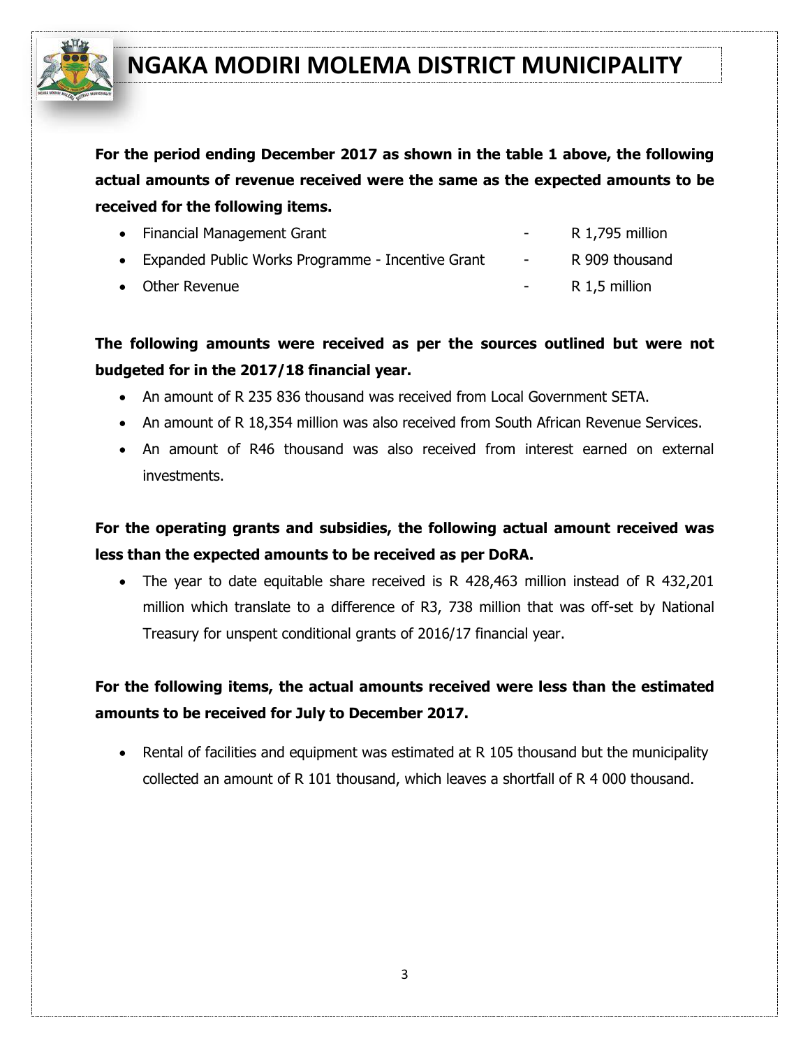**For the period ending December 2017 as shown in the table 1 above, the following actual amounts of revenue received were the same as the expected amounts to be received for the following items.**

- Financial Management Grant - R 1,795 million
- Expanded Public Works Programme - Incentive Grant - R 909 thousand
- Other Revenue - R 1,5 million

**The following amounts were received as per the sources outlined but were not budgeted for in the 2017/18 financial year.**

- An amount of R 235 836 thousand was received from Local Government SETA.
- An amount of R 18,354 million was also received from South African Revenue Services.
- An amount of R46 thousand was also received from interest earned on external investments.

**For the operating grants and subsidies, the following actual amount received was less than the expected amounts to be received as per DoRA.**

- The year to date equitable share received is R 428,463 million instead of R 432,201 million which translate to a difference of R3, 738 million that was off-set by National Treasury for unspent conditional grants of 2016/17 financial year.

**For the following items, the actual amounts received were less than the estimated amounts to be received for July to December 2017.**

- Rental of facilities and equipment was estimated at R 105 thousand but the municipality collected an amount of R 101 thousand, which leaves a shortfall of R 4 000 thousand.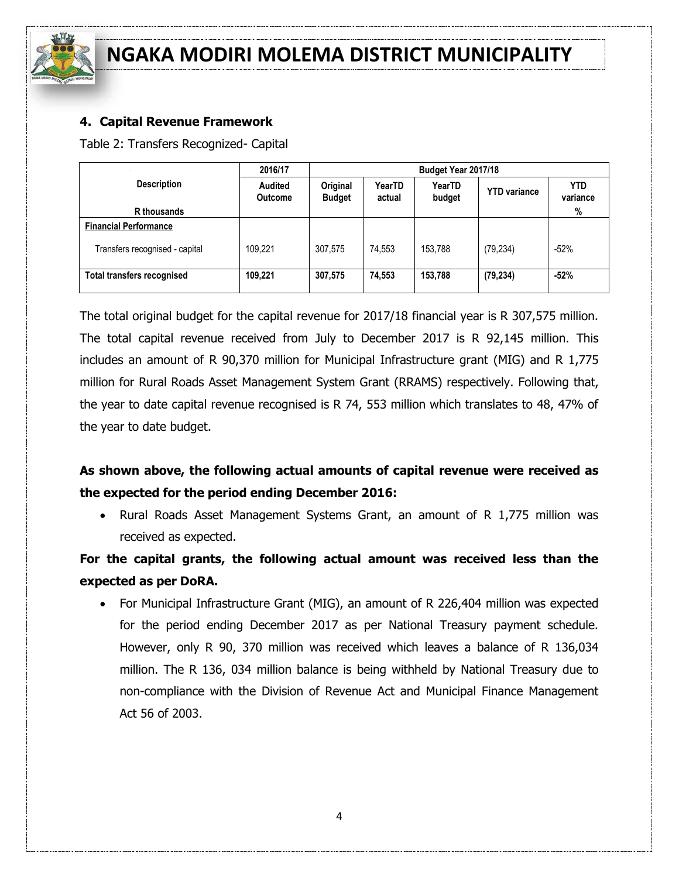## 4. Capital Revenue Framework

Table 2: Transfers Recognized- Capital

| Description<br><br>R thousands | 2016/17<br>Audited Outcome | Budget Year 2017/18<br>Original Budget | <br>YearTD actual | <br>YearTD budget | <br>YTD variance | <br>YTD variance % |
|---|---|---|---|---|---|---|
| **Financial Performance** | | | | | | |
| Transfers recognised - capital | 109,221 | 307,575 | 74,553 | 153,788 | (79,234) | -52% |
| **Total transfers recognised** | **109,221** | **307,575** | **74,553** | **153,788** | **(79,234)** | **-52%** |

The total original budget for the capital revenue for 2017/18 financial year is R 307,575 million. The total capital revenue received from July to December 2017 is R 92,145 million. This includes an amount of R 90,370 million for Municipal Infrastructure grant (MIG) and R 1,775 million for Rural Roads Asset Management System Grant (RRAMS) respectively. Following that, the year to date capital revenue recognised is R 74, 553 million which translates to 48, 47% of the year to date budget.

**As shown above, the following actual amounts of capital revenue were received as the expected for the period ending December 2016:**

- Rural Roads Asset Management Systems Grant, an amount of R 1,775 million was received as expected.

**For the capital grants, the following actual amount was received less than the expected as per DoRA.**

- For Municipal Infrastructure Grant (MIG), an amount of R 226,404 million was expected for the period ending December 2017 as per National Treasury payment schedule. However, only R 90, 370 million was received which leaves a balance of R 136,034 million. The R 136, 034 million balance is being withheld by National Treasury due to non-compliance with the Division of Revenue Act and Municipal Finance Management Act 56 of 2003.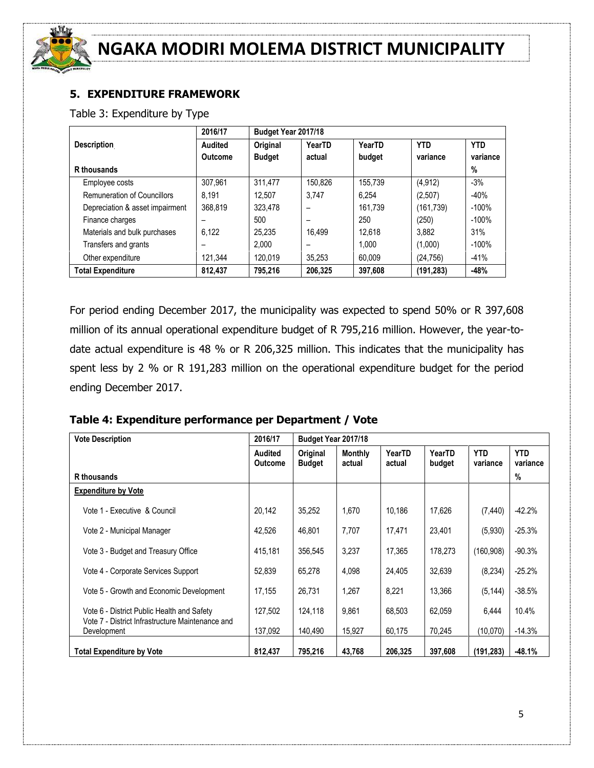## 5. EXPENDITURE FRAMEWORK

Table 3: Expenditure by Type

| Description | 2016/17 | Budget Year 2017/18 | | | | |
|---|---|---|---|---|---|---|
| | Audited Outcome | Original Budget | YearTD actual | YearTD budget | YTD variance | YTD variance |
| R thousands | | | | | | % |
| Employee costs | 307,961 | 311,477 | 150,826 | 155,739 | (4,912) | -3% |
| Remuneration of Councillors | 8,191 | 12,507 | 3,747 | 6,254 | (2,507) | -40% |
| Depreciation & asset impairment | 368,819 | 323,478 | – | 161,739 | (161,739) | -100% |
| Finance charges | – | 500 | – | 250 | (250) | -100% |
| Materials and bulk purchases | 6,122 | 25,235 | 16,499 | 12,618 | 3,882 | 31% |
| Transfers and grants | – | 2,000 | – | 1,000 | (1,000) | -100% |
| Other expenditure | 121,344 | 120,019 | 35,253 | 60,009 | (24,756) | -41% |
| **Total Expenditure** | **812,437** | **795,216** | **206,325** | **397,608** | **(191,283)** | **-48%** |

For period ending December 2017, the municipality was expected to spend 50% or R 397,608 million of its annual operational expenditure budget of R 795,216 million. However, the year-to-date actual expenditure is 48 % or R 206,325 million. This indicates that the municipality has spent less by 2 % or R 191,283 million on the operational expenditure budget for the period ending December 2017.

### Table 4: Expenditure performance per Department / Vote

| Vote Description | 2016/17 | Budget Year 2017/18 | | | | | |
|---|---|---|---|---|---|---|---|
| | Audited Outcome | Original Budget | Monthly actual | YearTD actual | YearTD budget | YTD variance | YTD variance |
| R thousands | | | | | | | % |
| **Expenditure by Vote** | | | | | | | |
| Vote 1 - Executive & Council | 20,142 | 35,252 | 1,670 | 10,186 | 17,626 | (7,440) | -42.2% |
| Vote 2 - Municipal Manager | 42,526 | 46,801 | 7,707 | 17,471 | 23,401 | (5,930) | -25.3% |
| Vote 3 - Budget and Treasury Office | 415,181 | 356,545 | 3,237 | 17,365 | 178,273 | (160,908) | -90.3% |
| Vote 4 - Corporate Services Support | 52,839 | 65,278 | 4,098 | 24,405 | 32,639 | (8,234) | -25.2% |
| Vote 5 - Growth and Economic Development | 17,155 | 26,731 | 1,267 | 8,221 | 13,366 | (5,144) | -38.5% |
| Vote 6 - District Public Health and Safety | 127,502 | 124,118 | 9,861 | 68,503 | 62,059 | 6,444 | 10.4% |
| Vote 7 - District Infrastructure Maintenance and Development | 137,092 | 140,490 | 15,927 | 60,175 | 70,245 | (10,070) | -14.3% |
| **Total Expenditure by Vote** | **812,437** | **795,216** | **43,768** | **206,325** | **397,608** | **(191,283)** | **-48.1%** |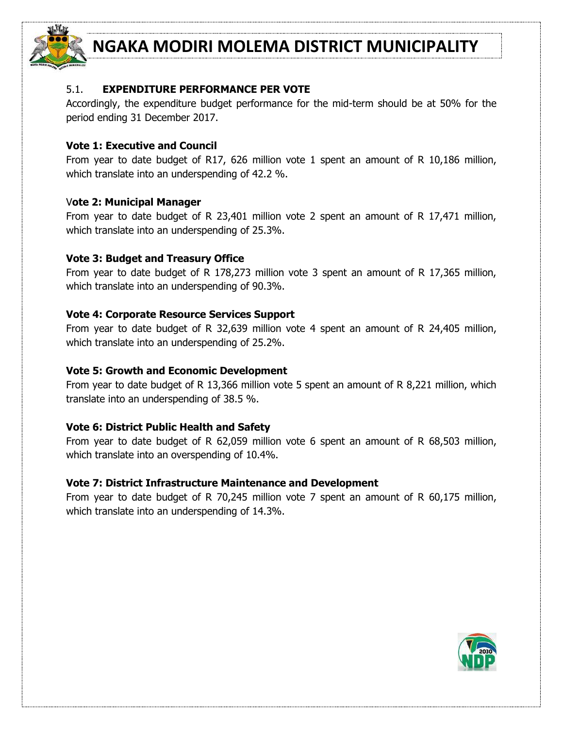## 5.1. EXPENDITURE PERFORMANCE PER VOTE

Accordingly, the expenditure budget performance for the mid-term should be at 50% for the period ending 31 December 2017.

**Vote 1: Executive and Council**

From year to date budget of R17, 626 million vote 1 spent an amount of R 10,186 million, which translate into an underspending of 42.2 %.

**Vote 2: Municipal Manager**

From year to date budget of R 23,401 million vote 2 spent an amount of R 17,471 million, which translate into an underspending of 25.3%.

**Vote 3: Budget and Treasury Office**

From year to date budget of R 178,273 million vote 3 spent an amount of R 17,365 million, which translate into an underspending of 90.3%.

**Vote 4: Corporate Resource Services Support**

From year to date budget of R 32,639 million vote 4 spent an amount of R 24,405 million, which translate into an underspending of 25.2%.

**Vote 5: Growth and Economic Development**

From year to date budget of R 13,366 million vote 5 spent an amount of R 8,221 million, which translate into an underspending of 38.5 %.

**Vote 6: District Public Health and Safety**

From year to date budget of R 62,059 million vote 6 spent an amount of R 68,503 million, which translate into an overspending of 10.4%.

**Vote 7: District Infrastructure Maintenance and Development**

From year to date budget of R 70,245 million vote 7 spent an amount of R 60,175 million, which translate into an underspending of 14.3%.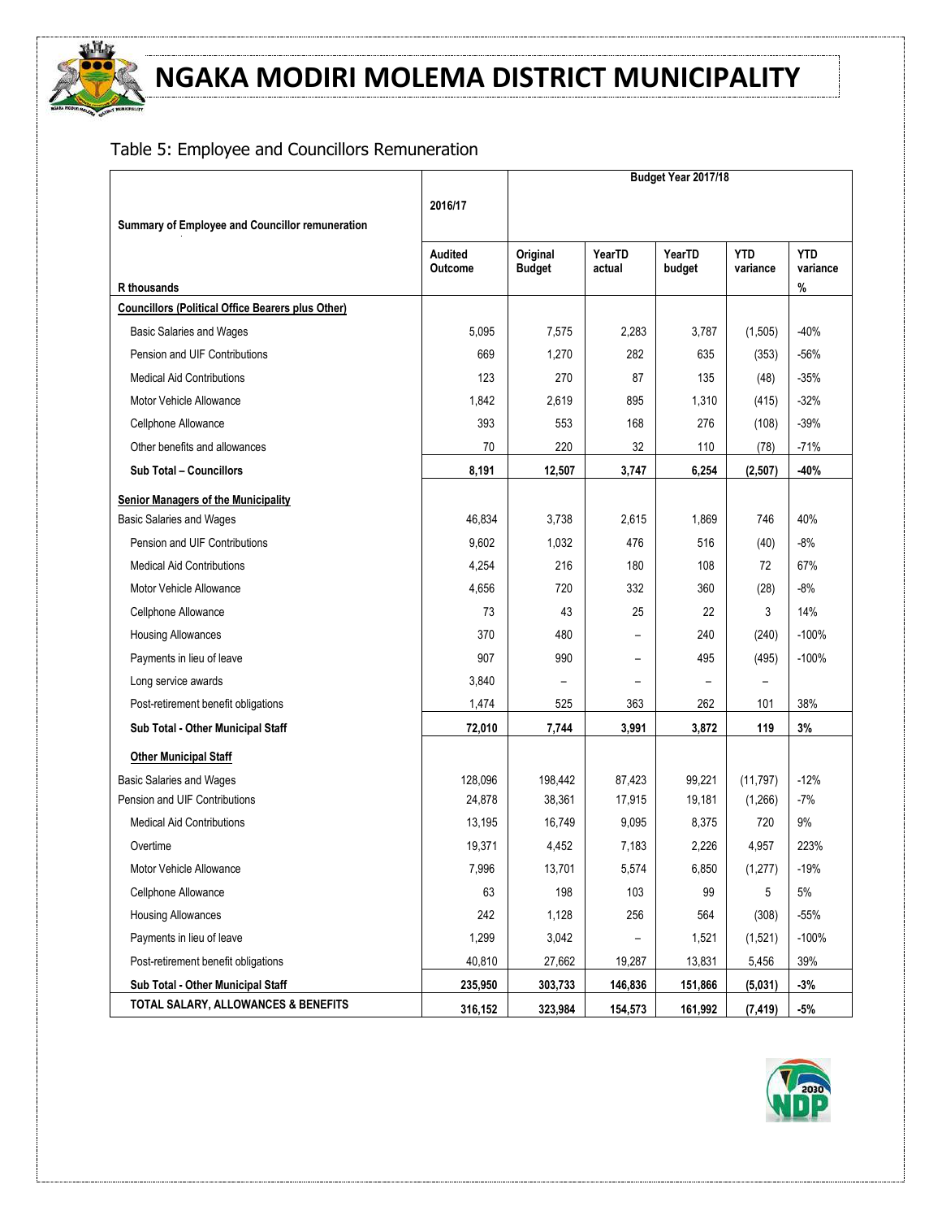## Table 5: Employee and Councillors Remuneration

| Summary of Employee and Councillor remuneration | 2016/17 | Budget Year 2017/18 | | | | |
|---|---|---|---|---|---|---|
| R thousands | Audited Outcome | Original Budget | YearTD actual | YearTD budget | YTD variance | YTD variance % |
| **Councillors (Political Office Bearers plus Other)** | | | | | | |
| Basic Salaries and Wages | 5,095 | 7,575 | 2,283 | 3,787 | (1,505) | -40% |
| Pension and UIF Contributions | 669 | 1,270 | 282 | 635 | (353) | -56% |
| Medical Aid Contributions | 123 | 270 | 87 | 135 | (48) | -35% |
| Motor Vehicle Allowance | 1,842 | 2,619 | 895 | 1,310 | (415) | -32% |
| Cellphone Allowance | 393 | 553 | 168 | 276 | (108) | -39% |
| Other benefits and allowances | 70 | 220 | 32 | 110 | (78) | -71% |
| **Sub Total – Councillors** | **8,191** | **12,507** | **3,747** | **6,254** | **(2,507)** | **-40%** |
| **Senior Managers of the Municipality** | | | | | | |
| Basic Salaries and Wages | 46,834 | 3,738 | 2,615 | 1,869 | 746 | 40% |
| Pension and UIF Contributions | 9,602 | 1,032 | 476 | 516 | (40) | -8% |
| Medical Aid Contributions | 4,254 | 216 | 180 | 108 | 72 | 67% |
| Motor Vehicle Allowance | 4,656 | 720 | 332 | 360 | (28) | -8% |
| Cellphone Allowance | 73 | 43 | 25 | 22 | 3 | 14% |
| Housing Allowances | 370 | 480 | – | 240 | (240) | -100% |
| Payments in lieu of leave | 907 | 990 | – | 495 | (495) | -100% |
| Long service awards | 3,840 | – | – | – | – | |
| Post-retirement benefit obligations | 1,474 | 525 | 363 | 262 | 101 | 38% |
| **Sub Total - Other Municipal Staff** | **72,010** | **7,744** | **3,991** | **3,872** | **119** | **3%** |
| **Other Municipal Staff** | | | | | | |
| Basic Salaries and Wages | 128,096 | 198,442 | 87,423 | 99,221 | (11,797) | -12% |
| Pension and UIF Contributions | 24,878 | 38,361 | 17,915 | 19,181 | (1,266) | -7% |
| Medical Aid Contributions | 13,195 | 16,749 | 9,095 | 8,375 | 720 | 9% |
| Overtime | 19,371 | 4,452 | 7,183 | 2,226 | 4,957 | 223% |
| Motor Vehicle Allowance | 7,996 | 13,701 | 5,574 | 6,850 | (1,277) | -19% |
| Cellphone Allowance | 63 | 198 | 103 | 99 | 5 | 5% |
| Housing Allowances | 242 | 1,128 | 256 | 564 | (308) | -55% |
| Payments in lieu of leave | 1,299 | 3,042 | – | 1,521 | (1,521) | -100% |
| Post-retirement benefit obligations | 40,810 | 27,662 | 19,287 | 13,831 | 5,456 | 39% |
| **Sub Total - Other Municipal Staff** | **235,950** | **303,733** | **146,836** | **151,866** | **(5,031)** | **-3%** |
| **TOTAL SALARY, ALLOWANCES & BENEFITS** | **316,152** | **323,984** | **154,573** | **161,992** | **(7,419)** | **-5%** |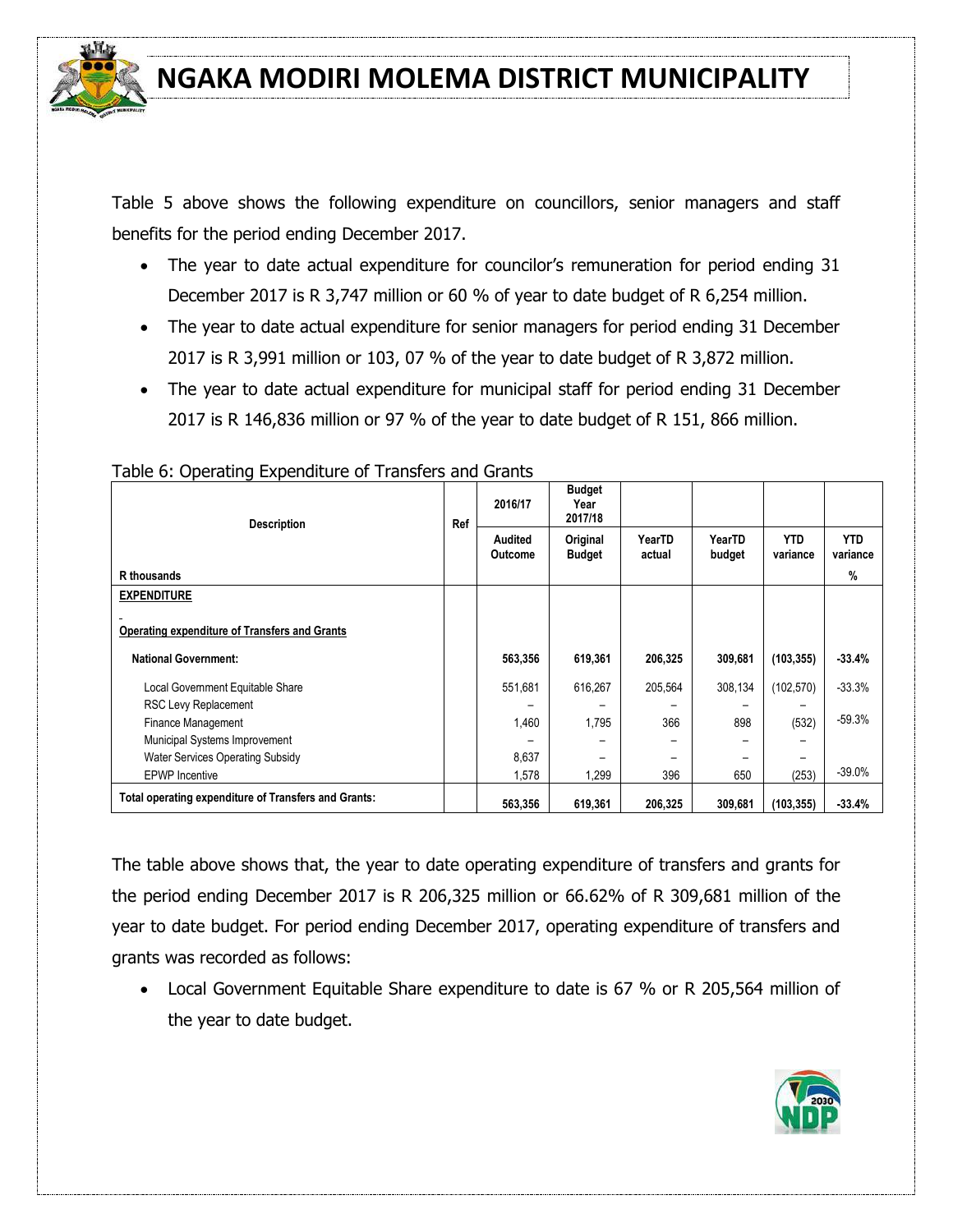Table 5 above shows the following expenditure on councillors, senior managers and staff benefits for the period ending December 2017.

- The year to date actual expenditure for councilor's remuneration for period ending 31 December 2017 is R 3,747 million or 60 % of year to date budget of R 6,254 million.
- The year to date actual expenditure for senior managers for period ending 31 December 2017 is R 3,991 million or 103, 07 % of the year to date budget of R 3,872 million.
- The year to date actual expenditure for municipal staff for period ending 31 December 2017 is R 146,836 million or 97 % of the year to date budget of R 151, 866 million.

Table 6: Operating Expenditure of Transfers and Grants

| Description | Ref | 2016/17 | Budget Year 2017/18 | | | | |
|---|---|---|---|---|---|---|---|
| | | Audited Outcome | Original Budget | YearTD actual | YearTD budget | YTD variance | YTD variance |
| **R thousands** | | | | | | | **%** |
| **EXPENDITURE** | | | | | | | |
| **Operating expenditure of Transfers and Grants** | | | | | | | |
| **National Government:** | | **563,356** | **619,361** | **206,325** | **309,681** | **(103,355)** | **-33.4%** |
| Local Government Equitable Share | | 551,681 | 616,267 | 205,564 | 308,134 | (102,570) | -33.3% |
| RSC Levy Replacement | | – | – | – | – | – | |
| Finance Management | | 1,460 | 1,795 | 366 | 898 | (532) | -59.3% |
| Municipal Systems Improvement | | – | – | – | – | – | |
| Water Services Operating Subsidy | | 8,637 | – | – | – | – | |
| EPWP Incentive | | 1,578 | 1,299 | 396 | 650 | (253) | -39.0% |
| **Total operating expenditure of Transfers and Grants:** | | **563,356** | **619,361** | **206,325** | **309,681** | **(103,355)** | **-33.4%** |

The table above shows that, the year to date operating expenditure of transfers and grants for the period ending December 2017 is R 206,325 million or 66.62% of R 309,681 million of the year to date budget. For period ending December 2017, operating expenditure of transfers and grants was recorded as follows:

- Local Government Equitable Share expenditure to date is 67 % or R 205,564 million of the year to date budget.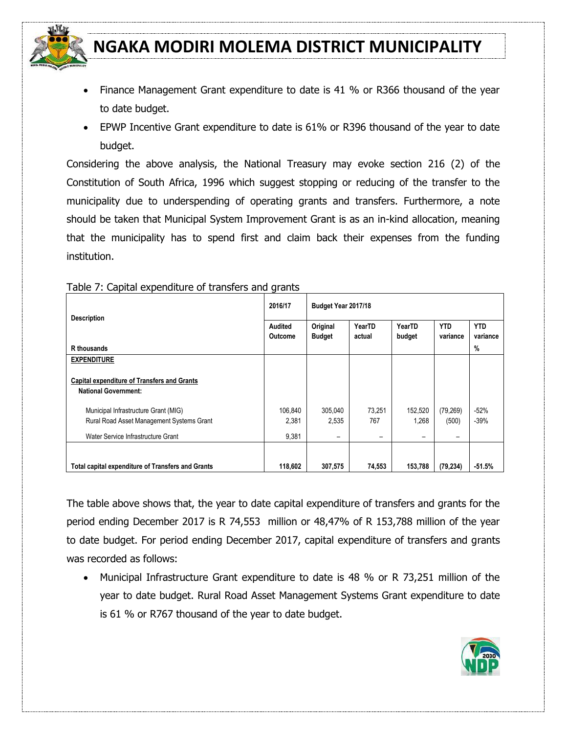- Finance Management Grant expenditure to date is 41 % or R366 thousand of the year to date budget.
- EPWP Incentive Grant expenditure to date is 61% or R396 thousand of the year to date budget.

Considering the above analysis, the National Treasury may evoke section 216 (2) of the Constitution of South Africa, 1996 which suggest stopping or reducing of the transfer to the municipality due to underspending of operating grants and transfers. Furthermore, a note should be taken that Municipal System Improvement Grant is as an in-kind allocation, meaning that the municipality has to spend first and claim back their expenses from the funding institution.

Table 7: Capital expenditure of transfers and grants

| Description | 2016/17 | Budget Year 2017/18 | | | | |
|---|---|---|---|---|---|---|
| R thousands | Audited Outcome | Original Budget | YearTD actual | YearTD budget | YTD variance | YTD variance % |
| **EXPENDITURE** | | | | | | |
| **Capital expenditure of Transfers and Grants** | | | | | | |
| **National Government:** | | | | | | |
| Municipal Infrastructure Grant (MIG) | 106,840 | 305,040 | 73,251 | 152,520 | (79,269) | -52% |
| Rural Road Asset Management Systems Grant | 2,381 | 2,535 | 767 | 1,268 | (500) | -39% |
| Water Service Infrastructure Grant | 9,381 | – | – | – | – | |
| **Total capital expenditure of Transfers and Grants** | **118,602** | **307,575** | **74,553** | **153,788** | **(79,234)** | **-51.5%** |

The table above shows that, the year to date capital expenditure of transfers and grants for the period ending December 2017 is R 74,553 million or 48,47% of R 153,788 million of the year to date budget. For period ending December 2017, capital expenditure of transfers and grants was recorded as follows:

- Municipal Infrastructure Grant expenditure to date is 48 % or R 73,251 million of the year to date budget. Rural Road Asset Management Systems Grant expenditure to date is 61 % or R767 thousand of the year to date budget.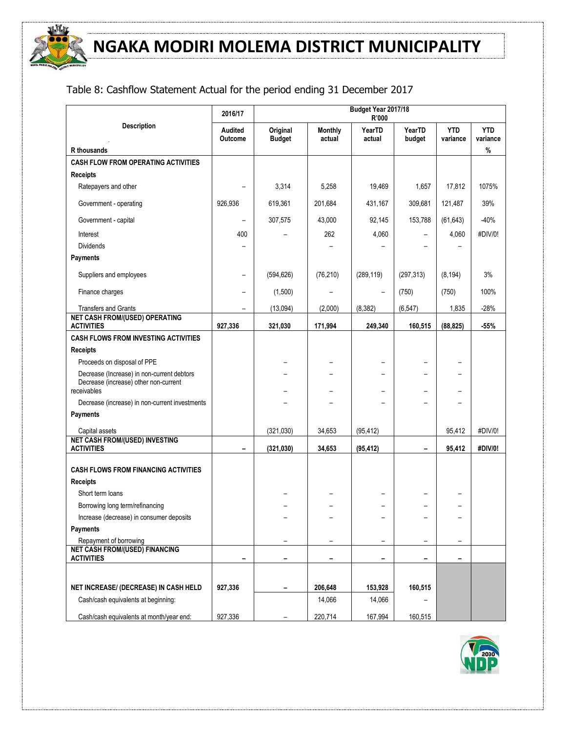# NGAKA MODIRI MOLEMA DISTRICT MUNICIPALITY

Table 8: Cashflow Statement Actual for the period ending 31 December 2017

| Description | 2016/17 | Budget Year 2017/18 R'000 | | | | | |
|---|---|---|---|---|---|---|---|
| | Audited Outcome | Original Budget | Monthly actual | YearTD actual | YearTD budget | YTD variance | YTD variance |
| **R thousands** | | | | | | | **%** |
| **CASH FLOW FROM OPERATING ACTIVITIES** | | | | | | | |
| **Receipts** | | | | | | | |
| Ratepayers and other | – | 3,314 | 5,258 | 19,469 | 1,657 | 17,812 | 1075% |
| Government - operating | 926,936 | 619,361 | 201,684 | 431,167 | 309,681 | 121,487 | 39% |
| Government - capital | – | 307,575 | 43,000 | 92,145 | 153,788 | (61,643) | -40% |
| Interest | 400 | – | 262 | 4,060 | – | 4,060 | #DIV/0! |
| Dividends | – | | – | – | – | – | |
| **Payments** | | | | | | | |
| Suppliers and employees | – | (594,626) | (76,210) | (289,119) | (297,313) | (8,194) | 3% |
| Finance charges | – | (1,500) | – | – | (750) | (750) | 100% |
| Transfers and Grants | – | (13,094) | (2,000) | (8,382) | (6,547) | 1,835 | -28% |
| **NET CASH FROM/(USED) OPERATING ACTIVITIES** | **927,336** | **321,030** | **171,994** | **249,340** | **160,515** | **(88,825)** | **-55%** |
| **CASH FLOWS FROM INVESTING ACTIVITIES** | | | | | | | |
| **Receipts** | | | | | | | |
| Proceeds on disposal of PPE | | – | – | – | – | – | |
| Decrease (Increase) in non-current debtors | | – | – | – | – | – | |
| Decrease (increase) other non-current receivables | | – | – | – | – | – | |
| Decrease (increase) in non-current investments | | – | – | – | – | – | |
| **Payments** | | | | | | | |
| Capital assets | | (321,030) | 34,653 | (95,412) | | 95,412 | #DIV/0! |
| **NET CASH FROM/(USED) INVESTING ACTIVITIES** | **–** | **(321,030)** | **34,653** | **(95,412)** | **–** | **95,412** | **#DIV/0!** |
| **CASH FLOWS FROM FINANCING ACTIVITIES** | | | | | | | |
| **Receipts** | | | | | | | |
| Short term loans | | – | – | – | – | – | |
| Borrowing long term/refinancing | | – | – | – | – | – | |
| Increase (decrease) in consumer deposits | | – | – | – | – | – | |
| **Payments** | | | | | | | |
| Repayment of borrowing | | – | – | – | – | – | |
| **NET CASH FROM/(USED) FINANCING ACTIVITIES** | **–** | **–** | **–** | **–** | **–** | **–** | |
| **NET INCREASE/ (DECREASE) IN CASH HELD** | **927,336** | **–** | **206,648** | **153,928** | **160,515** | | |
| Cash/cash equivalents at beginning: | | | 14,066 | 14,066 | – | | |
| Cash/cash equivalents at month/year end: | 927,336 | – | 220,714 | 167,994 | 160,515 | | |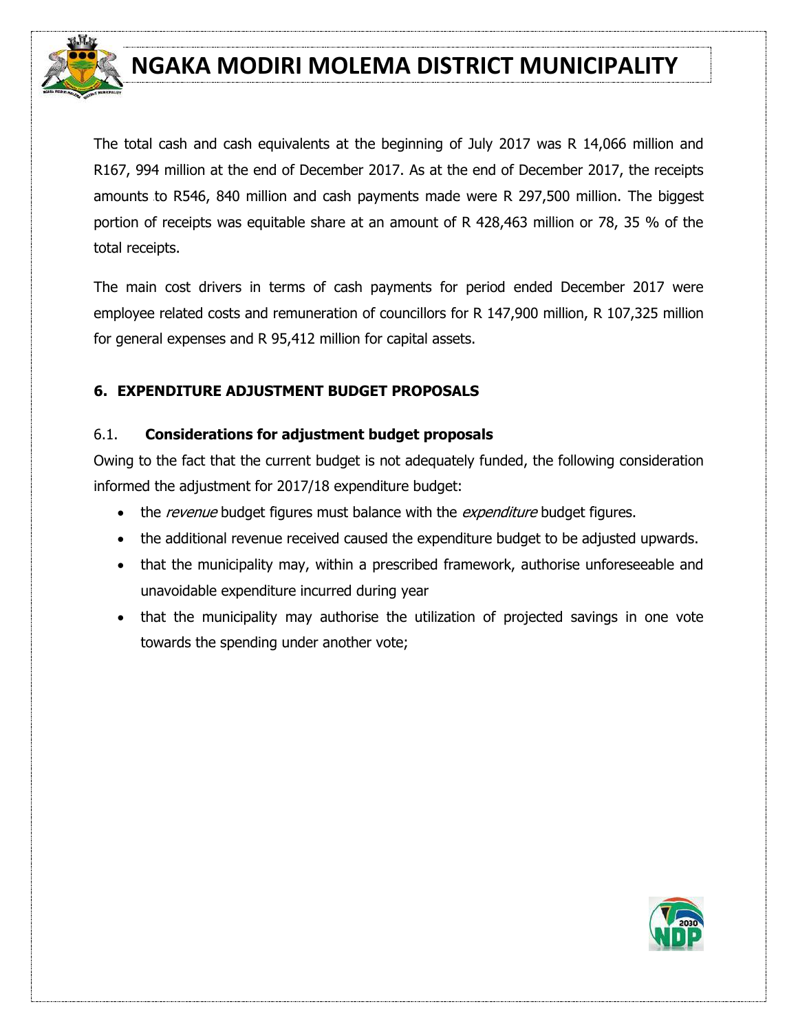The total cash and cash equivalents at the beginning of July 2017 was R 14,066 million and R167, 994 million at the end of December 2017. As at the end of December 2017, the receipts amounts to R546, 840 million and cash payments made were R 297,500 million. The biggest portion of receipts was equitable share at an amount of R 428,463 million or 78, 35 % of the total receipts.

The main cost drivers in terms of cash payments for period ended December 2017 were employee related costs and remuneration of councillors for R 147,900 million, R 107,325 million for general expenses and R 95,412 million for capital assets.

## 6. EXPENDITURE ADJUSTMENT BUDGET PROPOSALS

### 6.1. Considerations for adjustment budget proposals

Owing to the fact that the current budget is not adequately funded, the following consideration informed the adjustment for 2017/18 expenditure budget:

- the *revenue* budget figures must balance with the *expenditure* budget figures.
- the additional revenue received caused the expenditure budget to be adjusted upwards.
- that the municipality may, within a prescribed framework, authorise unforeseeable and unavoidable expenditure incurred during year
- that the municipality may authorise the utilization of projected savings in one vote towards the spending under another vote;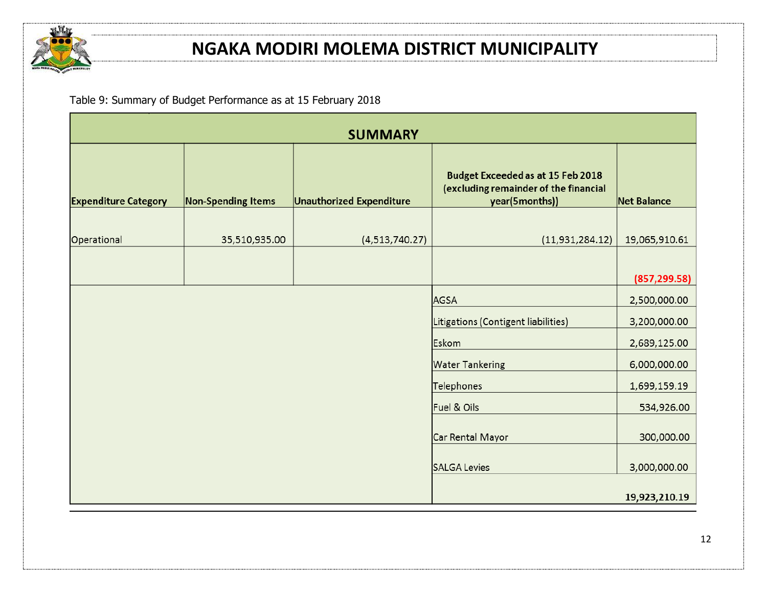# NGAKA MODIRI MOLEMA DISTRICT MUNICIPALITY

Table 9: Summary of Budget Performance as at 15 February 2018

| SUMMARY | | | | |
|---|---|---|---|---|
| **Expenditure Category** | **Non-Spending Items** | **Unauthorized Expenditure** | **Budget Exceeded as at 15 Feb 2018 (excluding remainder of the financial year(5months))** | **Net Balance** |
| Operational | 35,510,935.00 | (4,513,740.27) | (11,931,284.12) | 19,065,910.61 |
| | | | | **(857,299.58)** |
| | | | AGSA | 2,500,000.00 |
| | | | Litigations (Contigent liabilities) | 3,200,000.00 |
| | | | Eskom | 2,689,125.00 |
| | | | Water Tankering | 6,000,000.00 |
| | | | Telephones | 1,699,159.19 |
| | | | Fuel & Oils | 534,926.00 |
| | | | Car Rental Mayor | 300,000.00 |
| | | | SALGA Levies | 3,000,000.00 |
| | | | | **19,923,210.19** |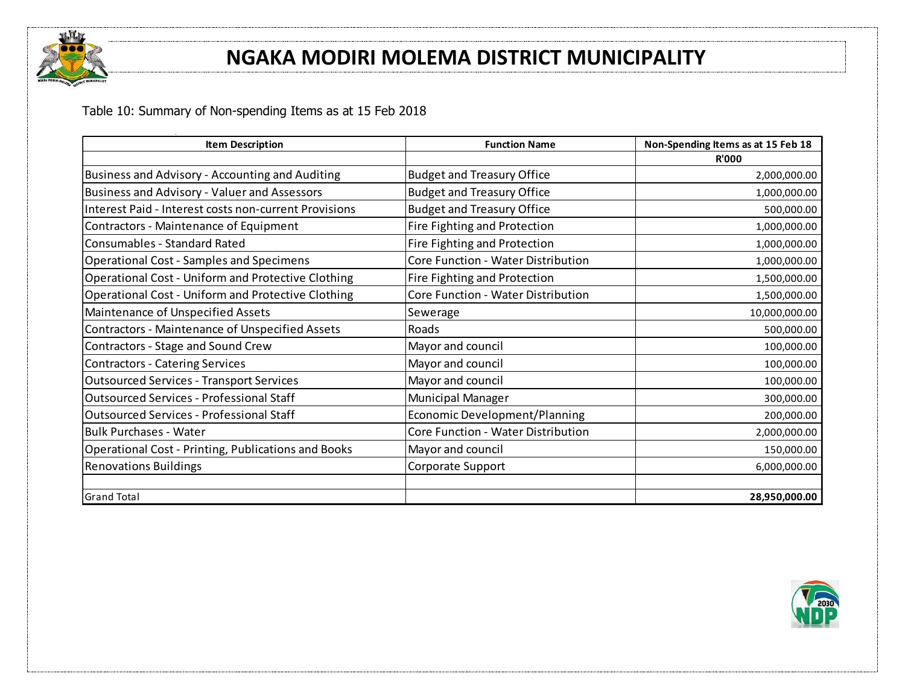# NGAKA MODIRI MOLEMA DISTRICT MUNICIPALITY

Table 10: Summary of Non-spending Items as at 15 Feb 2018

| Item Description | Function Name | Non-Spending Items as at 15 Feb 18 |
|---|---|---|
| | | R'000 |
| Business and Advisory - Accounting and Auditing | Budget and Treasury Office | 2,000,000.00 |
| Business and Advisory - Valuer and Assessors | Budget and Treasury Office | 1,000,000.00 |
| Interest Paid - Interest costs non-current Provisions | Budget and Treasury Office | 500,000.00 |
| Contractors - Maintenance of Equipment | Fire Fighting and Protection | 1,000,000.00 |
| Consumables - Standard Rated | Fire Fighting and Protection | 1,000,000.00 |
| Operational Cost - Samples and Specimens | Core Function - Water Distribution | 1,000,000.00 |
| Operational Cost - Uniform and Protective Clothing | Fire Fighting and Protection | 1,500,000.00 |
| Operational Cost - Uniform and Protective Clothing | Core Function - Water Distribution | 1,500,000.00 |
| Maintenance of Unspecified Assets | Sewerage | 10,000,000.00 |
| Contractors - Maintenance of Unspecified Assets | Roads | 500,000.00 |
| Contractors - Stage and Sound Crew | Mayor and council | 100,000.00 |
| Contractors - Catering Services | Mayor and council | 100,000.00 |
| Outsourced Services - Transport Services | Mayor and council | 100,000.00 |
| Outsourced Services - Professional Staff | Municipal Manager | 300,000.00 |
| Outsourced Services - Professional Staff | Economic Development/Planning | 200,000.00 |
| Bulk Purchases - Water | Core Function - Water Distribution | 2,000,000.00 |
| Operational Cost - Printing, Publications and Books | Mayor and council | 150,000.00 |
| Renovations Buildings | Corporate Support | 6,000,000.00 |
| | | |
| Grand Total | | **28,950,000.00** |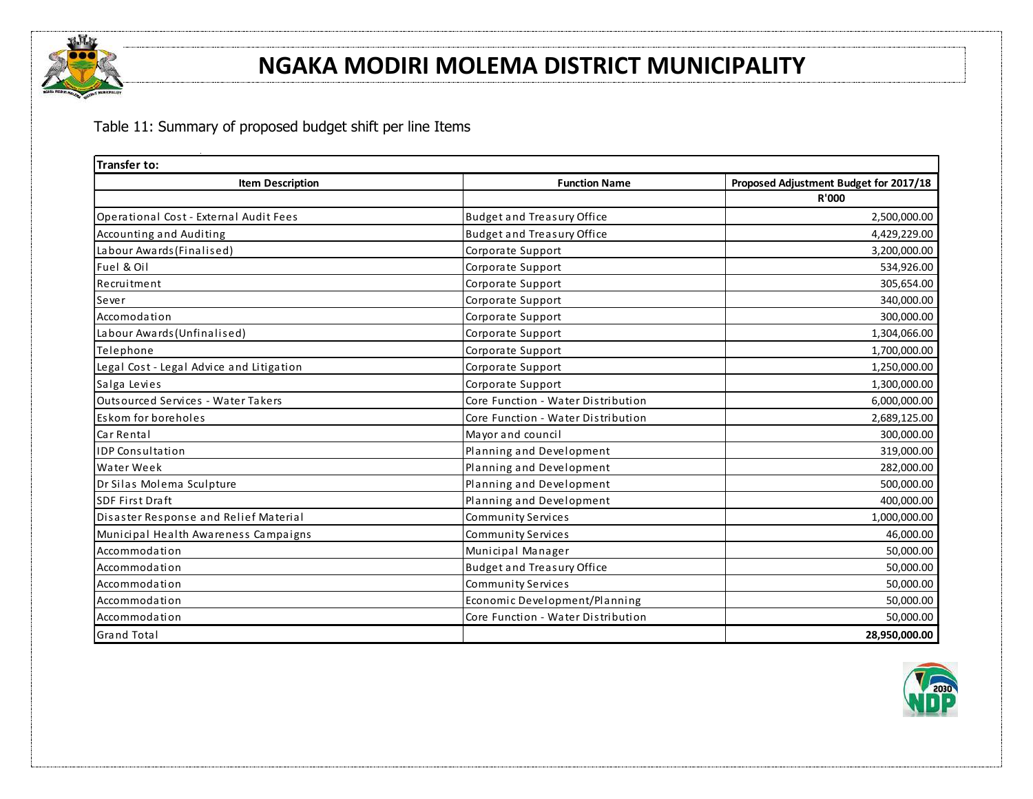# NGAKA MODIRI MOLEMA DISTRICT MUNICIPALITY

Table 11: Summary of proposed budget shift per line Items

| Transfer to: | | |
|---|---|---|
| **Item Description** | **Function Name** | **Proposed Adjustment Budget for 2017/18** |
| | | **R'000** |
| Operational Cost - External Audit Fees | Budget and Treasury Office | 2,500,000.00 |
| Accounting and Auditing | Budget and Treasury Office | 4,429,229.00 |
| Labour Awards(Finalised) | Corporate Support | 3,200,000.00 |
| Fuel & Oil | Corporate Support | 534,926.00 |
| Recruitment | Corporate Support | 305,654.00 |
| Sever | Corporate Support | 340,000.00 |
| Accomodation | Corporate Support | 300,000.00 |
| Labour Awards(Unfinalised) | Corporate Support | 1,304,066.00 |
| Telephone | Corporate Support | 1,700,000.00 |
| Legal Cost - Legal Advice and Litigation | Corporate Support | 1,250,000.00 |
| Salga Levies | Corporate Support | 1,300,000.00 |
| Outsourced Services - Water Takers | Core Function - Water Distribution | 6,000,000.00 |
| Eskom for boreholes | Core Function - Water Distribution | 2,689,125.00 |
| Car Rental | Mayor and council | 300,000.00 |
| IDP Consultation | Planning and Development | 319,000.00 |
| Water Week | Planning and Development | 282,000.00 |
| Dr Silas Molema Sculpture | Planning and Development | 500,000.00 |
| SDF First Draft | Planning and Development | 400,000.00 |
| Disaster Response and Relief Material | Community Services | 1,000,000.00 |
| Municipal Health Awareness Campaigns | Community Services | 46,000.00 |
| Accommodation | Municipal Manager | 50,000.00 |
| Accommodation | Budget and Treasury Office | 50,000.00 |
| Accommodation | Community Services | 50,000.00 |
| Accommodation | Economic Development/Planning | 50,000.00 |
| Accommodation | Core Function - Water Distribution | 50,000.00 |
| Grand Total | | **28,950,000.00** |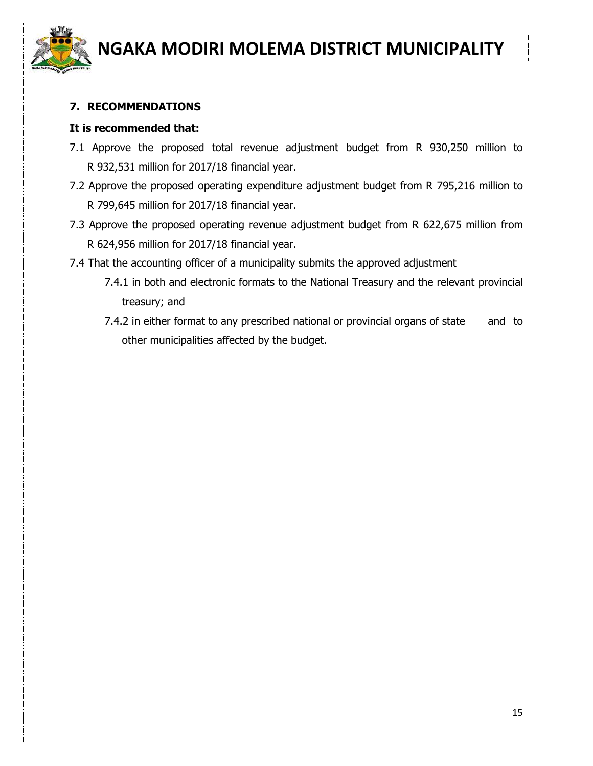## 7. RECOMMENDATIONS

**It is recommended that:**

7.1 Approve the proposed total revenue adjustment budget from R 930,250 million to R 932,531 million for 2017/18 financial year.

7.2 Approve the proposed operating expenditure adjustment budget from R 795,216 million to R 799,645 million for 2017/18 financial year.

7.3 Approve the proposed operating revenue adjustment budget from R 622,675 million from R 624,956 million for 2017/18 financial year.

7.4 That the accounting officer of a municipality submits the approved adjustment

- 7.4.1 in both and electronic formats to the National Treasury and the relevant provincial treasury; and
- 7.4.2 in either format to any prescribed national or provincial organs of state and to other municipalities affected by the budget.